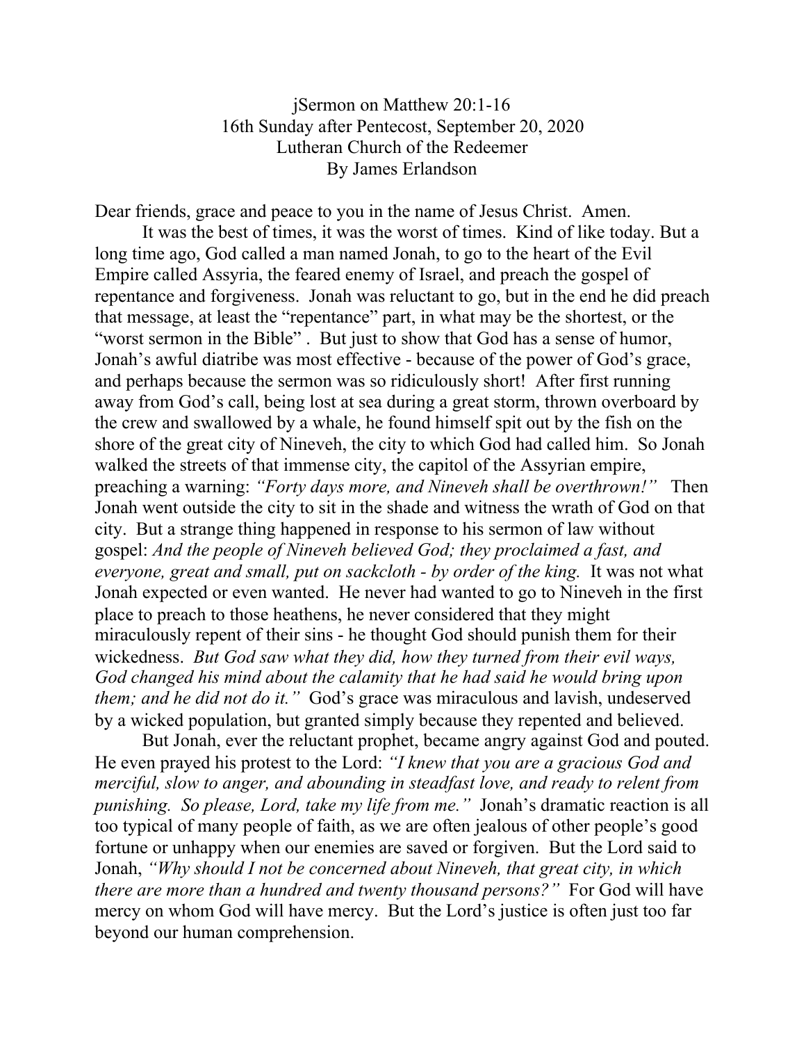jSermon on Matthew 20:1-16
16th Sunday after Pentecost, September 20, 2020
Lutheran Church of the Redeemer
By James Erlandson

Dear friends, grace and peace to you in the name of Jesus Christ. Amen.

It was the best of times, it was the worst of times. Kind of like today. But a long time ago, God called a man named Jonah, to go to the heart of the Evil Empire called Assyria, the feared enemy of Israel, and preach the gospel of repentance and forgiveness. Jonah was reluctant to go, but in the end he did preach that message, at least the "repentance" part, in what may be the shortest, or the "worst sermon in the Bible" . But just to show that God has a sense of humor, Jonah's awful diatribe was most effective - because of the power of God's grace, and perhaps because the sermon was so ridiculously short! After first running away from God's call, being lost at sea during a great storm, thrown overboard by the crew and swallowed by a whale, he found himself spit out by the fish on the shore of the great city of Nineveh, the city to which God had called him. So Jonah walked the streets of that immense city, the capitol of the Assyrian empire, preaching a warning: *"Forty days more, and Nineveh shall be overthrown!"* Then Jonah went outside the city to sit in the shade and witness the wrath of God on that city. But a strange thing happened in response to his sermon of law without gospel: *And the people of Nineveh believed God; they proclaimed a fast, and everyone, great and small, put on sackcloth - by order of the king.* It was not what Jonah expected or even wanted. He never had wanted to go to Nineveh in the first place to preach to those heathens, he never considered that they might miraculously repent of their sins - he thought God should punish them for their wickedness. *But God saw what they did, how they turned from their evil ways, God changed his mind about the calamity that he had said he would bring upon them; and he did not do it."* God's grace was miraculous and lavish, undeserved by a wicked population, but granted simply because they repented and believed.

But Jonah, ever the reluctant prophet, became angry against God and pouted. He even prayed his protest to the Lord: *"I knew that you are a gracious God and merciful, slow to anger, and abounding in steadfast love, and ready to relent from punishing. So please, Lord, take my life from me."* Jonah's dramatic reaction is all too typical of many people of faith, as we are often jealous of other people's good fortune or unhappy when our enemies are saved or forgiven. But the Lord said to Jonah, *"Why should I not be concerned about Nineveh, that great city, in which there are more than a hundred and twenty thousand persons?"* For God will have mercy on whom God will have mercy. But the Lord's justice is often just too far beyond our human comprehension.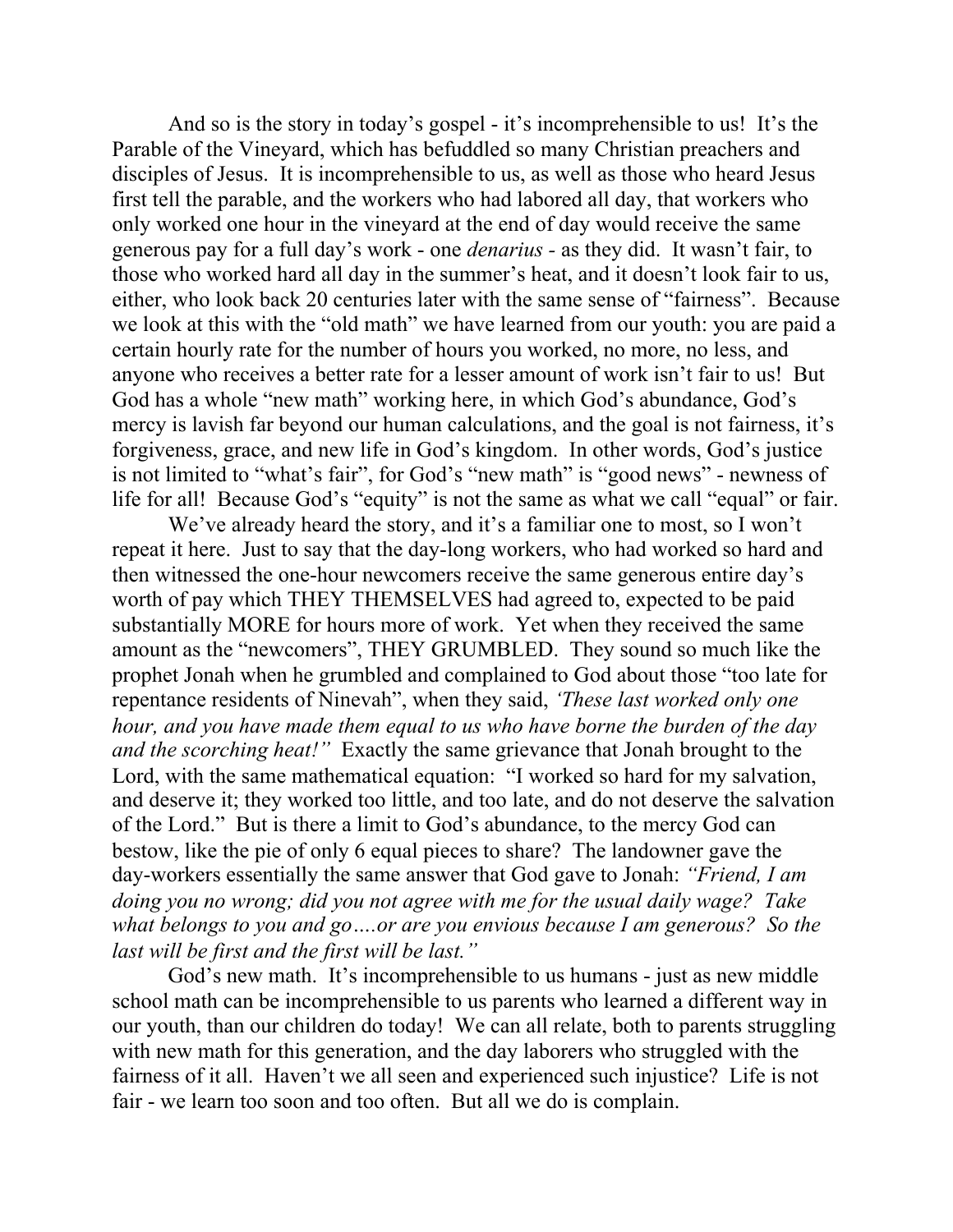And so is the story in today's gospel - it's incomprehensible to us! It's the Parable of the Vineyard, which has befuddled so many Christian preachers and disciples of Jesus. It is incomprehensible to us, as well as those who heard Jesus first tell the parable, and the workers who had labored all day, that workers who only worked one hour in the vineyard at the end of day would receive the same generous pay for a full day's work - one *denarius* - as they did. It wasn't fair, to those who worked hard all day in the summer's heat, and it doesn't look fair to us, either, who look back 20 centuries later with the same sense of "fairness". Because we look at this with the "old math" we have learned from our youth: you are paid a certain hourly rate for the number of hours you worked, no more, no less, and anyone who receives a better rate for a lesser amount of work isn't fair to us! But God has a whole "new math" working here, in which God's abundance, God's mercy is lavish far beyond our human calculations, and the goal is not fairness, it's forgiveness, grace, and new life in God's kingdom. In other words, God's justice is not limited to "what's fair", for God's "new math" is "good news" - newness of life for all! Because God's "equity" is not the same as what we call "equal" or fair.

We've already heard the story, and it's a familiar one to most, so I won't repeat it here. Just to say that the day-long workers, who had worked so hard and then witnessed the one-hour newcomers receive the same generous entire day's worth of pay which THEY THEMSELVES had agreed to, expected to be paid substantially MORE for hours more of work. Yet when they received the same amount as the "newcomers", THEY GRUMBLED. They sound so much like the prophet Jonah when he grumbled and complained to God about those "too late for repentance residents of Ninevah", when they said, *'These last worked only one hour, and you have made them equal to us who have borne the burden of the day and the scorching heat!"* Exactly the same grievance that Jonah brought to the Lord, with the same mathematical equation: "I worked so hard for my salvation, and deserve it; they worked too little, and too late, and do not deserve the salvation of the Lord." But is there a limit to God's abundance, to the mercy God can bestow, like the pie of only 6 equal pieces to share? The landowner gave the day-workers essentially the same answer that God gave to Jonah: *"Friend, I am doing you no wrong; did you not agree with me for the usual daily wage? Take what belongs to you and go….or are you envious because I am generous? So the last will be first and the first will be last."*

God's new math. It's incomprehensible to us humans - just as new middle school math can be incomprehensible to us parents who learned a different way in our youth, than our children do today! We can all relate, both to parents struggling with new math for this generation, and the day laborers who struggled with the fairness of it all. Haven't we all seen and experienced such injustice? Life is not fair - we learn too soon and too often. But all we do is complain.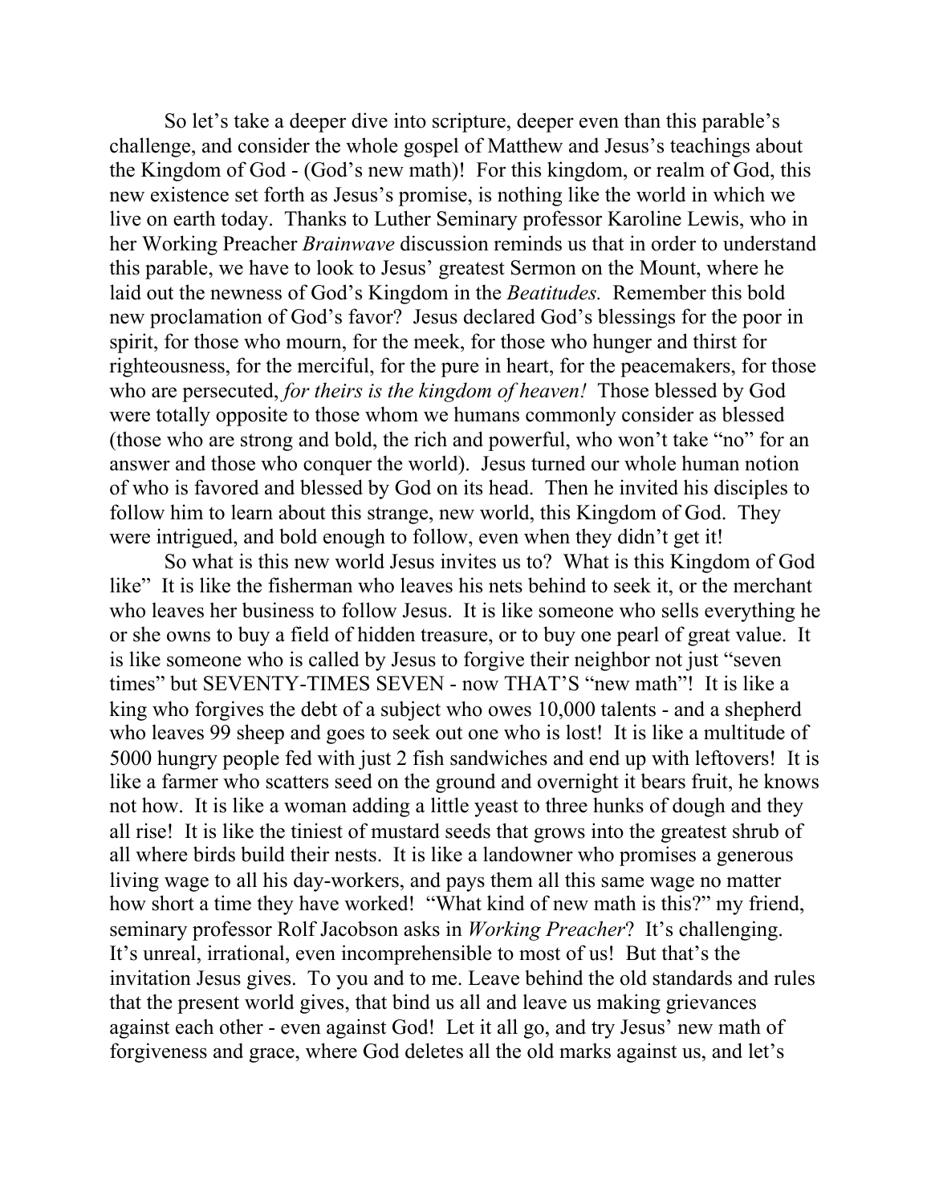So let's take a deeper dive into scripture, deeper even than this parable's challenge, and consider the whole gospel of Matthew and Jesus's teachings about the Kingdom of God - (God's new math)! For this kingdom, or realm of God, this new existence set forth as Jesus's promise, is nothing like the world in which we live on earth today. Thanks to Luther Seminary professor Karoline Lewis, who in her Working Preacher *Brainwave* discussion reminds us that in order to understand this parable, we have to look to Jesus' greatest Sermon on the Mount, where he laid out the newness of God's Kingdom in the *Beatitudes.* Remember this bold new proclamation of God's favor? Jesus declared God's blessings for the poor in spirit, for those who mourn, for the meek, for those who hunger and thirst for righteousness, for the merciful, for the pure in heart, for the peacemakers, for those who are persecuted, *for theirs is the kingdom of heaven!* Those blessed by God were totally opposite to those whom we humans commonly consider as blessed (those who are strong and bold, the rich and powerful, who won't take "no" for an answer and those who conquer the world). Jesus turned our whole human notion of who is favored and blessed by God on its head. Then he invited his disciples to follow him to learn about this strange, new world, this Kingdom of God. They were intrigued, and bold enough to follow, even when they didn't get it!

So what is this new world Jesus invites us to? What is this Kingdom of God like" It is like the fisherman who leaves his nets behind to seek it, or the merchant who leaves her business to follow Jesus. It is like someone who sells everything he or she owns to buy a field of hidden treasure, or to buy one pearl of great value. It is like someone who is called by Jesus to forgive their neighbor not just "seven times" but SEVENTY-TIMES SEVEN - now THAT'S "new math"! It is like a king who forgives the debt of a subject who owes 10,000 talents - and a shepherd who leaves 99 sheep and goes to seek out one who is lost! It is like a multitude of 5000 hungry people fed with just 2 fish sandwiches and end up with leftovers! It is like a farmer who scatters seed on the ground and overnight it bears fruit, he knows not how. It is like a woman adding a little yeast to three hunks of dough and they all rise! It is like the tiniest of mustard seeds that grows into the greatest shrub of all where birds build their nests. It is like a landowner who promises a generous living wage to all his day-workers, and pays them all this same wage no matter how short a time they have worked! "What kind of new math is this?" my friend, seminary professor Rolf Jacobson asks in *Working Preacher*? It's challenging. It's unreal, irrational, even incomprehensible to most of us! But that's the invitation Jesus gives. To you and to me. Leave behind the old standards and rules that the present world gives, that bind us all and leave us making grievances against each other - even against God! Let it all go, and try Jesus' new math of forgiveness and grace, where God deletes all the old marks against us, and let's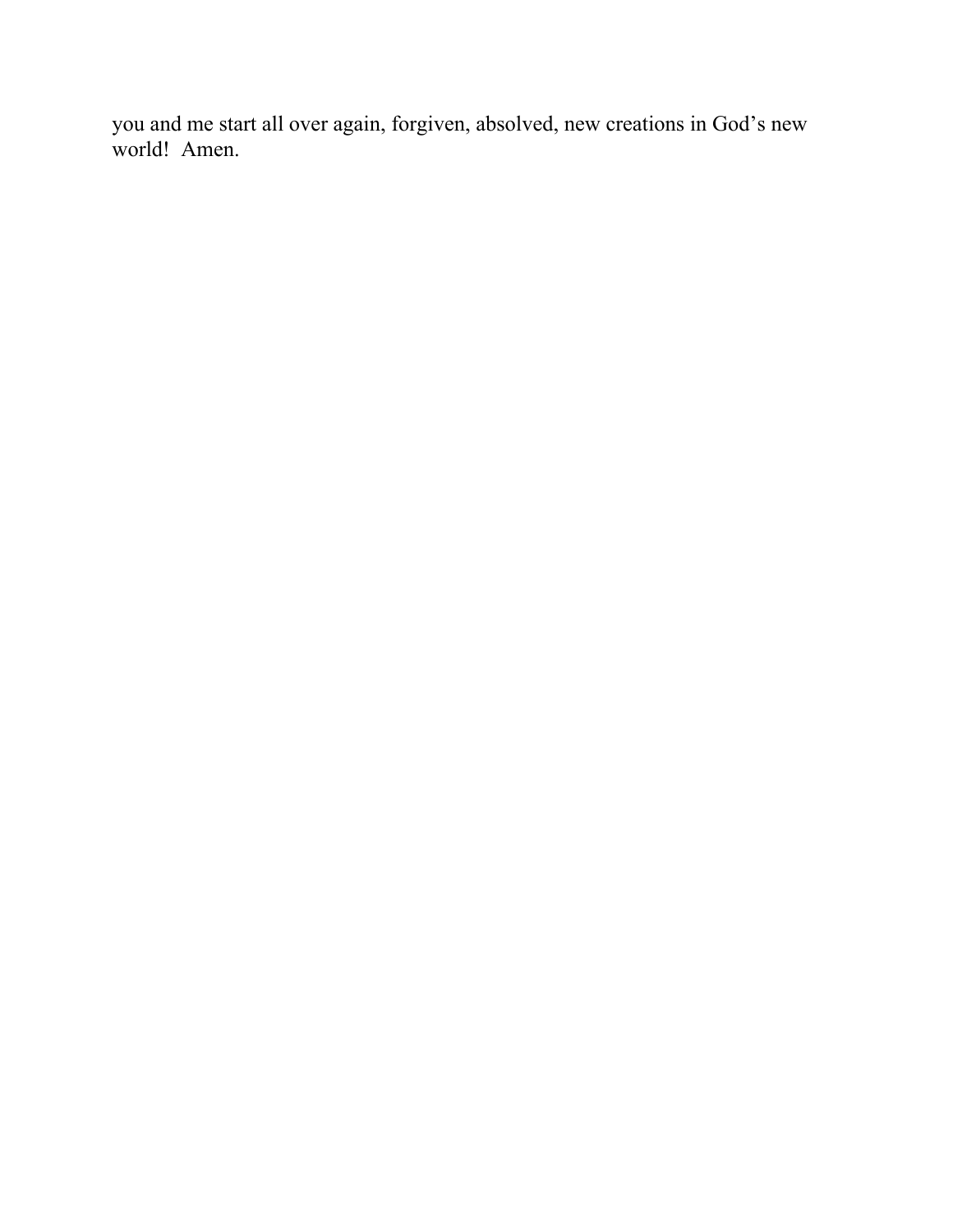you and me start all over again, forgiven, absolved, new creations in God's new world!  Amen.